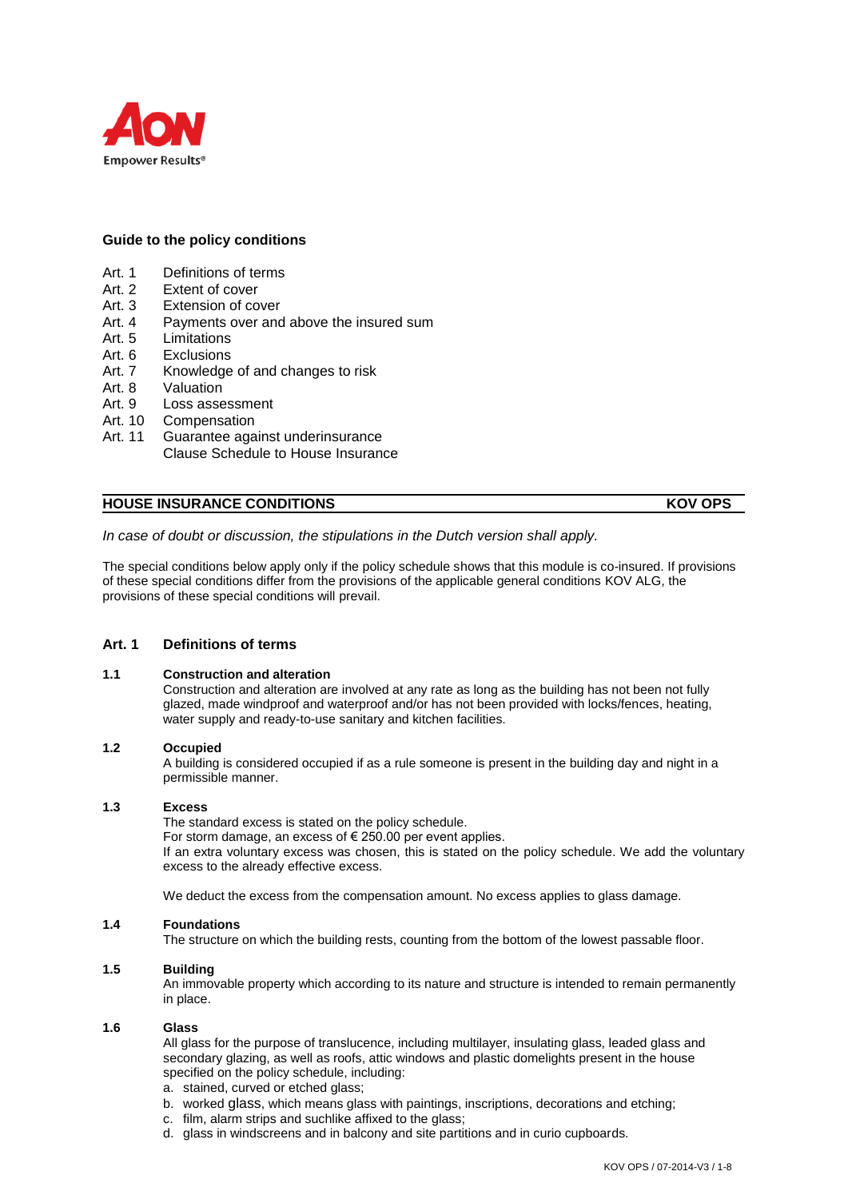AON
Empower Results®

**Guide to the policy conditions**

Art. 1 Definitions of terms
Art. 2 Extent of cover
Art. 3 Extension of cover
Art. 4 Payments over and above the insured sum
Art. 5 Limitations
Art. 6 Exclusions
Art. 7 Knowledge of and changes to risk
Art. 8 Valuation
Art. 9 Loss assessment
Art. 10 Compensation
Art. 11 Guarantee against underinsurance
Clause Schedule to House Insurance

## HOUSE INSURANCE CONDITIONS — KOV OPS

*In case of doubt or discussion, the stipulations in the Dutch version shall apply.*

The special conditions below apply only if the policy schedule shows that this module is co-insured. If provisions of these special conditions differ from the provisions of the applicable general conditions KOV ALG, the provisions of these special conditions will prevail.

### Art. 1 Definitions of terms

**1.1 Construction and alteration**

Construction and alteration are involved at any rate as long as the building has not been not fully glazed, made windproof and waterproof and/or has not been provided with locks/fences, heating, water supply and ready-to-use sanitary and kitchen facilities.

**1.2 Occupied**

A building is considered occupied if as a rule someone is present in the building day and night in a permissible manner.

**1.3 Excess**

The standard excess is stated on the policy schedule.
For storm damage, an excess of € 250.00 per event applies.
If an extra voluntary excess was chosen, this is stated on the policy schedule. We add the voluntary excess to the already effective excess.

We deduct the excess from the compensation amount. No excess applies to glass damage.

**1.4 Foundations**

The structure on which the building rests, counting from the bottom of the lowest passable floor.

**1.5 Building**

An immovable property which according to its nature and structure is intended to remain permanently in place.

**1.6 Glass**

All glass for the purpose of translucence, including multilayer, insulating glass, leaded glass and secondary glazing, as well as roofs, attic windows and plastic domelights present in the house specified on the policy schedule, including:

a. stained, curved or etched glass;
b. worked glass, which means glass with paintings, inscriptions, decorations and etching;
c. film, alarm strips and suchlike affixed to the glass;
d. glass in windscreens and in balcony and site partitions and in curio cupboards.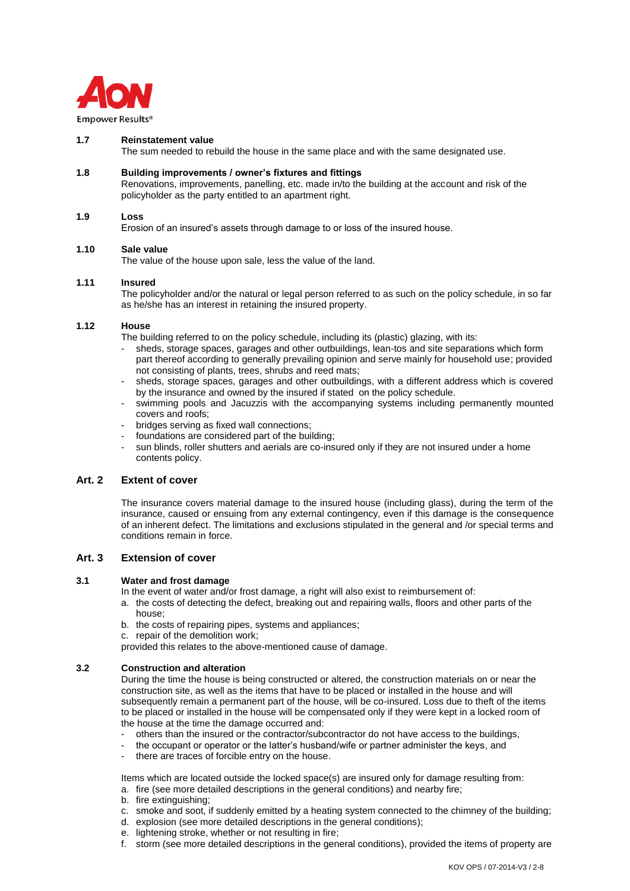**1.7 Reinstatement value**

The sum needed to rebuild the house in the same place and with the same designated use.

**1.8 Building improvements / owner's fixtures and fittings**

Renovations, improvements, panelling, etc. made in/to the building at the account and risk of the policyholder as the party entitled to an apartment right.

**1.9 Loss**

Erosion of an insured's assets through damage to or loss of the insured house.

**1.10 Sale value**

The value of the house upon sale, less the value of the land.

**1.11 Insured**

The policyholder and/or the natural or legal person referred to as such on the policy schedule, in so far as he/she has an interest in retaining the insured property.

**1.12 House**

The building referred to on the policy schedule, including its (plastic) glazing, with its:

- sheds, storage spaces, garages and other outbuildings, lean-tos and site separations which form part thereof according to generally prevailing opinion and serve mainly for household use; provided not consisting of plants, trees, shrubs and reed mats;
- sheds, storage spaces, garages and other outbuildings, with a different address which is covered by the insurance and owned by the insured if stated on the policy schedule.
- swimming pools and Jacuzzis with the accompanying systems including permanently mounted covers and roofs;
- bridges serving as fixed wall connections;
- foundations are considered part of the building;
- sun blinds, roller shutters and aerials are co-insured only if they are not insured under a home contents policy.

## Art. 2 Extent of cover

The insurance covers material damage to the insured house (including glass), during the term of the insurance, caused or ensuing from any external contingency, even if this damage is the consequence of an inherent defect. The limitations and exclusions stipulated in the general and /or special terms and conditions remain in force.

## Art. 3 Extension of cover

**3.1 Water and frost damage**

In the event of water and/or frost damage, a right will also exist to reimbursement of:

a. the costs of detecting the defect, breaking out and repairing walls, floors and other parts of the house;
b. the costs of repairing pipes, systems and appliances;
c. repair of the demolition work;

provided this relates to the above-mentioned cause of damage.

**3.2 Construction and alteration**

During the time the house is being constructed or altered, the construction materials on or near the construction site, as well as the items that have to be placed or installed in the house and will subsequently remain a permanent part of the house, will be co-insured. Loss due to theft of the items to be placed or installed in the house will be compensated only if they were kept in a locked room of the house at the time the damage occurred and:

- others than the insured or the contractor/subcontractor do not have access to the buildings,
- the occupant or operator or the latter's husband/wife or partner administer the keys, and
- there are traces of forcible entry on the house.

Items which are located outside the locked space(s) are insured only for damage resulting from:

a. fire (see more detailed descriptions in the general conditions) and nearby fire;
b. fire extinguishing;
c. smoke and soot, if suddenly emitted by a heating system connected to the chimney of the building;
d. explosion (see more detailed descriptions in the general conditions);
e. lightening stroke, whether or not resulting in fire;
f. storm (see more detailed descriptions in the general conditions), provided the items of property are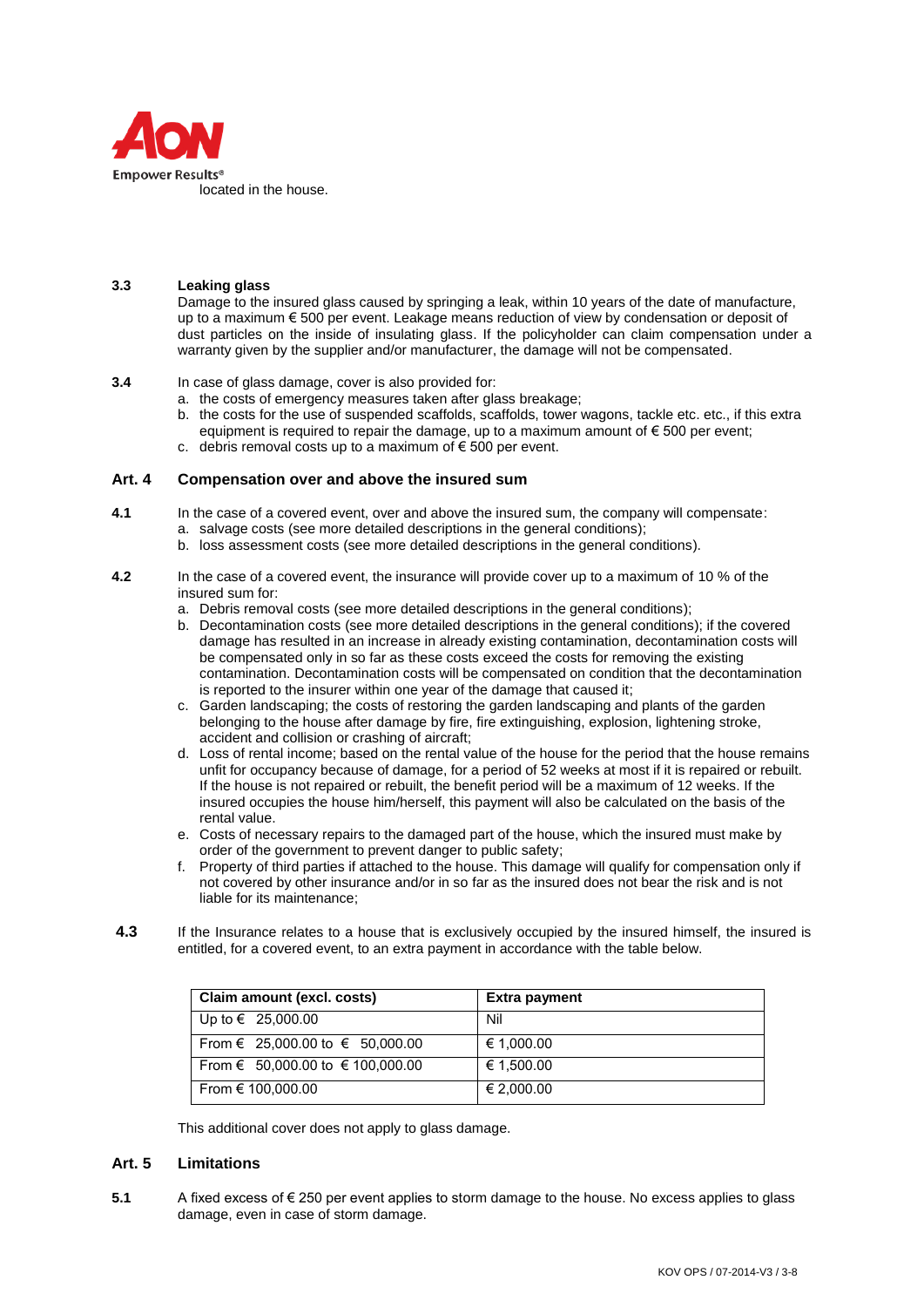located in the house.

**3.3 Leaking glass**

Damage to the insured glass caused by springing a leak, within 10 years of the date of manufacture, up to a maximum € 500 per event. Leakage means reduction of view by condensation or deposit of dust particles on the inside of insulating glass. If the policyholder can claim compensation under a warranty given by the supplier and/or manufacturer, the damage will not be compensated.

**3.4** In case of glass damage, cover is also provided for:

a. the costs of emergency measures taken after glass breakage;
b. the costs for the use of suspended scaffolds, scaffolds, tower wagons, tackle etc. etc., if this extra equipment is required to repair the damage, up to a maximum amount of € 500 per event;
c. debris removal costs up to a maximum of € 500 per event.

## Art. 4 Compensation over and above the insured sum

**4.1** In the case of a covered event, over and above the insured sum, the company will compensate:

a. salvage costs (see more detailed descriptions in the general conditions);
b. loss assessment costs (see more detailed descriptions in the general conditions).

**4.2** In the case of a covered event, the insurance will provide cover up to a maximum of 10 % of the insured sum for:

a. Debris removal costs (see more detailed descriptions in the general conditions);
b. Decontamination costs (see more detailed descriptions in the general conditions); if the covered damage has resulted in an increase in already existing contamination, decontamination costs will be compensated only in so far as these costs exceed the costs for removing the existing contamination. Decontamination costs will be compensated on condition that the decontamination is reported to the insurer within one year of the damage that caused it;
c. Garden landscaping; the costs of restoring the garden landscaping and plants of the garden belonging to the house after damage by fire, fire extinguishing, explosion, lightening stroke, accident and collision or crashing of aircraft;
d. Loss of rental income; based on the rental value of the house for the period that the house remains unfit for occupancy because of damage, for a period of 52 weeks at most if it is repaired or rebuilt. If the house is not repaired or rebuilt, the benefit period will be a maximum of 12 weeks. If the insured occupies the house him/herself, this payment will also be calculated on the basis of the rental value.
e. Costs of necessary repairs to the damaged part of the house, which the insured must make by order of the government to prevent danger to public safety;
f. Property of third parties if attached to the house. This damage will qualify for compensation only if not covered by other insurance and/or in so far as the insured does not bear the risk and is not liable for its maintenance;

**4.3** If the Insurance relates to a house that is exclusively occupied by the insured himself, the insured is entitled, for a covered event, to an extra payment in accordance with the table below.

| Claim amount (excl. costs) | Extra payment |
|---|---|
| Up to € 25,000.00 | Nil |
| From € 25,000.00 to € 50,000.00 | € 1,000.00 |
| From € 50,000.00 to € 100,000.00 | € 1,500.00 |
| From € 100,000.00 | € 2,000.00 |

This additional cover does not apply to glass damage.

## Art. 5 Limitations

**5.1** A fixed excess of € 250 per event applies to storm damage to the house. No excess applies to glass damage, even in case of storm damage.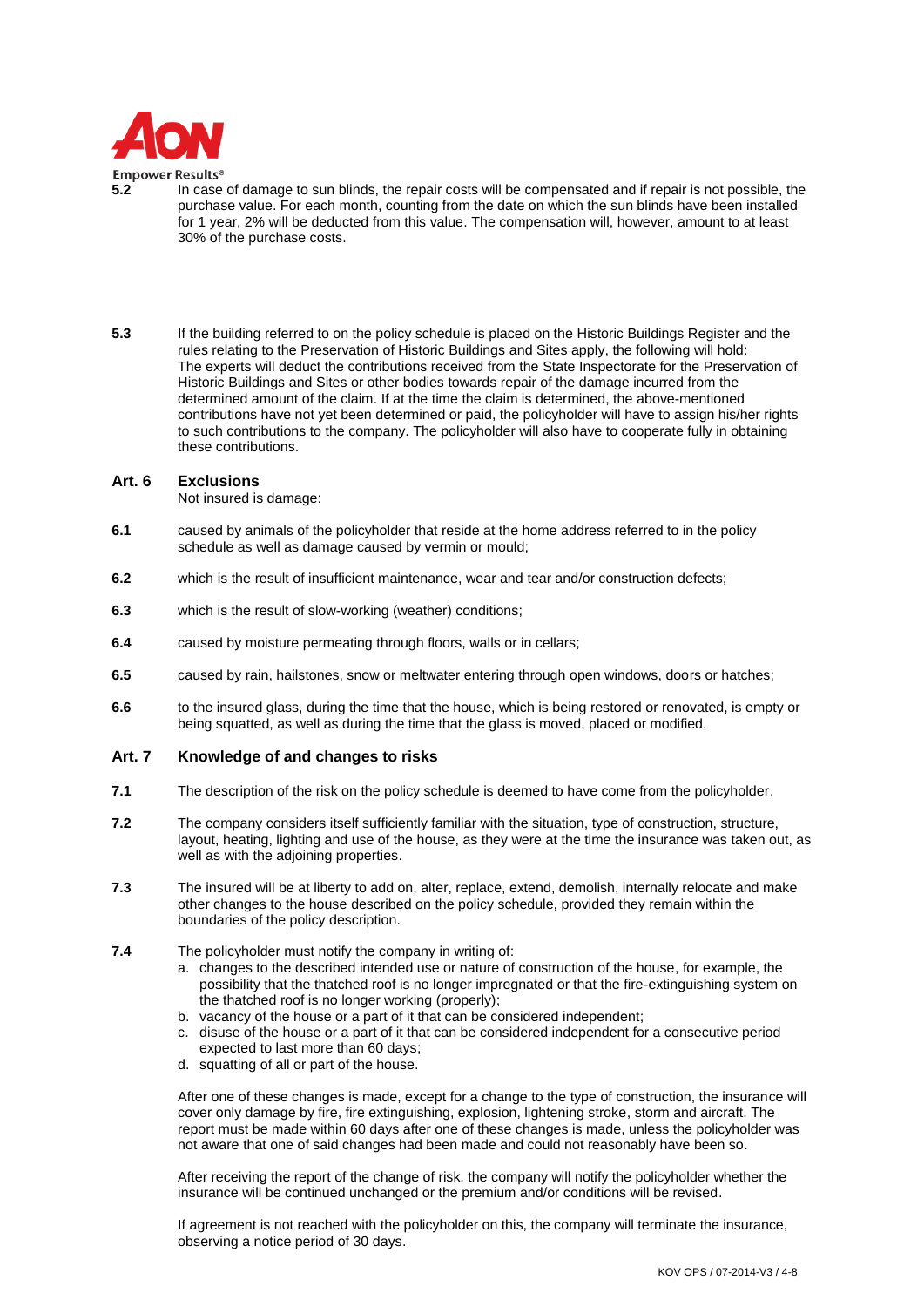**5.2** In case of damage to sun blinds, the repair costs will be compensated and if repair is not possible, the purchase value. For each month, counting from the date on which the sun blinds have been installed for 1 year, 2% will be deducted from this value. The compensation will, however, amount to at least 30% of the purchase costs.

**5.3** If the building referred to on the policy schedule is placed on the Historic Buildings Register and the rules relating to the Preservation of Historic Buildings and Sites apply, the following will hold: The experts will deduct the contributions received from the State Inspectorate for the Preservation of Historic Buildings and Sites or other bodies towards repair of the damage incurred from the determined amount of the claim. If at the time the claim is determined, the above-mentioned contributions have not yet been determined or paid, the policyholder will have to assign his/her rights to such contributions to the company. The policyholder will also have to cooperate fully in obtaining these contributions.

## Art. 6 Exclusions

Not insured is damage:

**6.1** caused by animals of the policyholder that reside at the home address referred to in the policy schedule as well as damage caused by vermin or mould;

**6.2** which is the result of insufficient maintenance, wear and tear and/or construction defects;

**6.3** which is the result of slow-working (weather) conditions;

**6.4** caused by moisture permeating through floors, walls or in cellars;

**6.5** caused by rain, hailstones, snow or meltwater entering through open windows, doors or hatches;

**6.6** to the insured glass, during the time that the house, which is being restored or renovated, is empty or being squatted, as well as during the time that the glass is moved, placed or modified.

## Art. 7 Knowledge of and changes to risks

**7.1** The description of the risk on the policy schedule is deemed to have come from the policyholder.

**7.2** The company considers itself sufficiently familiar with the situation, type of construction, structure, layout, heating, lighting and use of the house, as they were at the time the insurance was taken out, as well as with the adjoining properties.

**7.3** The insured will be at liberty to add on, alter, replace, extend, demolish, internally relocate and make other changes to the house described on the policy schedule, provided they remain within the boundaries of the policy description.

**7.4** The policyholder must notify the company in writing of:

a. changes to the described intended use or nature of construction of the house, for example, the possibility that the thatched roof is no longer impregnated or that the fire-extinguishing system on the thatched roof is no longer working (properly);
b. vacancy of the house or a part of it that can be considered independent;
c. disuse of the house or a part of it that can be considered independent for a consecutive period expected to last more than 60 days;
d. squatting of all or part of the house.

After one of these changes is made, except for a change to the type of construction, the insurance will cover only damage by fire, fire extinguishing, explosion, lightening stroke, storm and aircraft. The report must be made within 60 days after one of these changes is made, unless the policyholder was not aware that one of said changes had been made and could not reasonably have been so.

After receiving the report of the change of risk, the company will notify the policyholder whether the insurance will be continued unchanged or the premium and/or conditions will be revised.

If agreement is not reached with the policyholder on this, the company will terminate the insurance, observing a notice period of 30 days.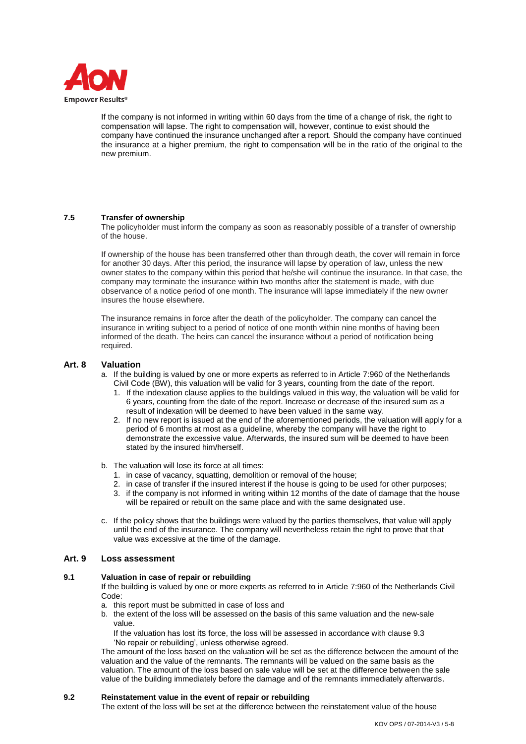If the company is not informed in writing within 60 days from the time of a change of risk, the right to compensation will lapse. The right to compensation will, however, continue to exist should the company have continued the insurance unchanged after a report. Should the company have continued the insurance at a higher premium, the right to compensation will be in the ratio of the original to the new premium.

### 7.5 Transfer of ownership

The policyholder must inform the company as soon as reasonably possible of a transfer of ownership of the house.

If ownership of the house has been transferred other than through death, the cover will remain in force for another 30 days. After this period, the insurance will lapse by operation of law, unless the new owner states to the company within this period that he/she will continue the insurance. In that case, the company may terminate the insurance within two months after the statement is made, with due observance of a notice period of one month. The insurance will lapse immediately if the new owner insures the house elsewhere.

The insurance remains in force after the death of the policyholder. The company can cancel the insurance in writing subject to a period of notice of one month within nine months of having been informed of the death. The heirs can cancel the insurance without a period of notification being required.

## Art. 8 Valuation

a. If the building is valued by one or more experts as referred to in Article 7:960 of the Netherlands Civil Code (BW), this valuation will be valid for 3 years, counting from the date of the report.
   1. If the indexation clause applies to the buildings valued in this way, the valuation will be valid for 6 years, counting from the date of the report. Increase or decrease of the insured sum as a result of indexation will be deemed to have been valued in the same way.
   2. If no new report is issued at the end of the aforementioned periods, the valuation will apply for a period of 6 months at most as a guideline, whereby the company will have the right to demonstrate the excessive value. Afterwards, the insured sum will be deemed to have been stated by the insured him/herself.

b. The valuation will lose its force at all times:
   1. in case of vacancy, squatting, demolition or removal of the house;
   2. in case of transfer if the insured interest if the house is going to be used for other purposes;
   3. if the company is not informed in writing within 12 months of the date of damage that the house will be repaired or rebuilt on the same place and with the same designated use.

c. If the policy shows that the buildings were valued by the parties themselves, that value will apply until the end of the insurance. The company will nevertheless retain the right to prove that that value was excessive at the time of the damage.

## Art. 9 Loss assessment

### 9.1 Valuation in case of repair or rebuilding

If the building is valued by one or more experts as referred to in Article 7:960 of the Netherlands Civil Code:

a. this report must be submitted in case of loss and
b. the extent of the loss will be assessed on the basis of this same valuation and the new-sale value.
   If the valuation has lost its force, the loss will be assessed in accordance with clause 9.3 'No repair or rebuilding', unless otherwise agreed.

The amount of the loss based on the valuation will be set as the difference between the amount of the valuation and the value of the remnants. The remnants will be valued on the same basis as the valuation. The amount of the loss based on sale value will be set at the difference between the sale value of the building immediately before the damage and of the remnants immediately afterwards.

### 9.2 Reinstatement value in the event of repair or rebuilding

The extent of the loss will be set at the difference between the reinstatement value of the house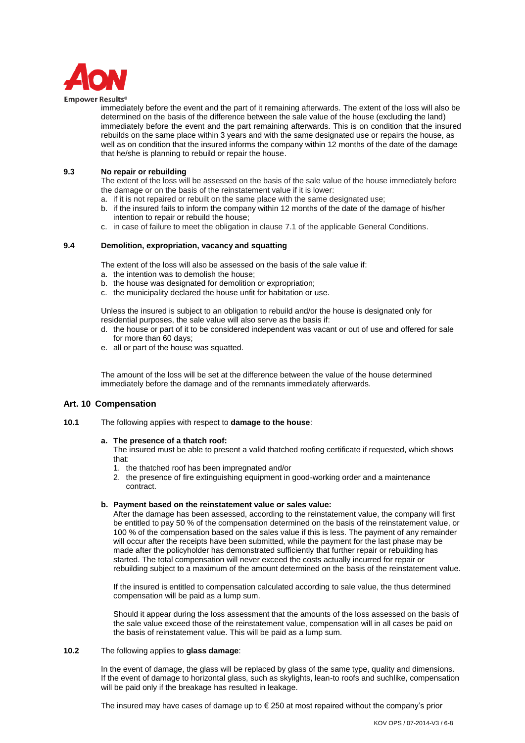immediately before the event and the part of it remaining afterwards. The extent of the loss will also be determined on the basis of the difference between the sale value of the house (excluding the land) immediately before the event and the part remaining afterwards. This is on condition that the insured rebuilds on the same place within 3 years and with the same designated use or repairs the house, as well as on condition that the insured informs the company within 12 months of the date of the damage that he/she is planning to rebuild or repair the house.

**9.3 No repair or rebuilding**

The extent of the loss will be assessed on the basis of the sale value of the house immediately before the damage or on the basis of the reinstatement value if it is lower:

a. if it is not repaired or rebuilt on the same place with the same designated use;
b. if the insured fails to inform the company within 12 months of the date of the damage of his/her intention to repair or rebuild the house;
c. in case of failure to meet the obligation in clause 7.1 of the applicable General Conditions.

**9.4 Demolition, expropriation, vacancy and squatting**

The extent of the loss will also be assessed on the basis of the sale value if:

a. the intention was to demolish the house;
b. the house was designated for demolition or expropriation;
c. the municipality declared the house unfit for habitation or use.

Unless the insured is subject to an obligation to rebuild and/or the house is designated only for residential purposes, the sale value will also serve as the basis if:

d. the house or part of it to be considered independent was vacant or out of use and offered for sale for more than 60 days;
e. all or part of the house was squatted.

The amount of the loss will be set at the difference between the value of the house determined immediately before the damage and of the remnants immediately afterwards.

## Art. 10 Compensation

**10.1** The following applies with respect to **damage to the house**:

**a. The presence of a thatch roof:**

The insured must be able to present a valid thatched roofing certificate if requested, which shows that:

1. the thatched roof has been impregnated and/or
2. the presence of fire extinguishing equipment in good-working order and a maintenance contract.

**b. Payment based on the reinstatement value or sales value:**

After the damage has been assessed, according to the reinstatement value, the company will first be entitled to pay 50 % of the compensation determined on the basis of the reinstatement value, or 100 % of the compensation based on the sales value if this is less. The payment of any remainder will occur after the receipts have been submitted, while the payment for the last phase may be made after the policyholder has demonstrated sufficiently that further repair or rebuilding has started. The total compensation will never exceed the costs actually incurred for repair or rebuilding subject to a maximum of the amount determined on the basis of the reinstatement value.

If the insured is entitled to compensation calculated according to sale value, the thus determined compensation will be paid as a lump sum.

Should it appear during the loss assessment that the amounts of the loss assessed on the basis of the sale value exceed those of the reinstatement value, compensation will in all cases be paid on the basis of reinstatement value. This will be paid as a lump sum.

**10.2** The following applies to **glass damage**:

In the event of damage, the glass will be replaced by glass of the same type, quality and dimensions. If the event of damage to horizontal glass, such as skylights, lean-to roofs and suchlike, compensation will be paid only if the breakage has resulted in leakage.

The insured may have cases of damage up to € 250 at most repaired without the company's prior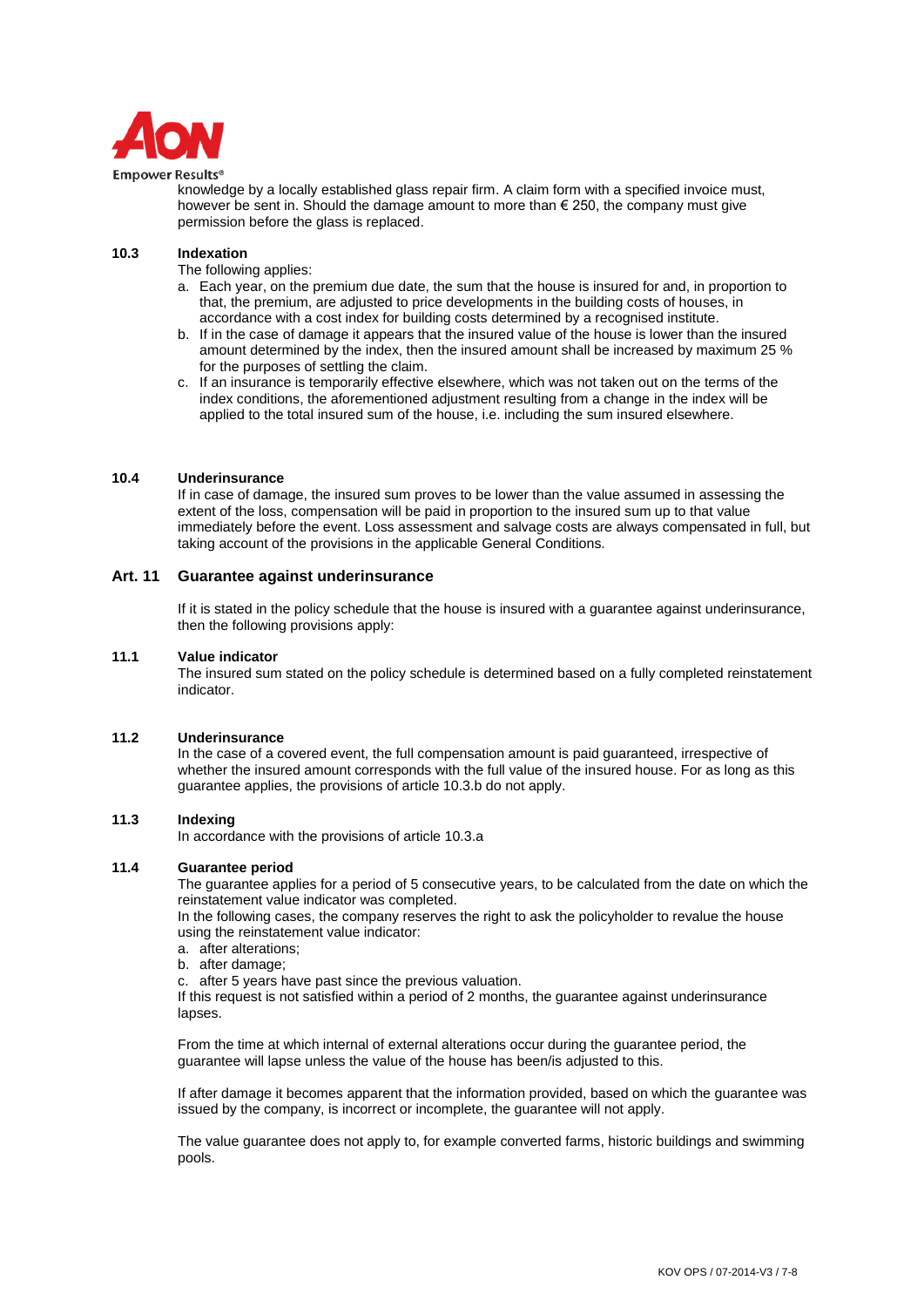knowledge by a locally established glass repair firm. A claim form with a specified invoice must, however be sent in. Should the damage amount to more than € 250, the company must give permission before the glass is replaced.

### 10.3 Indexation

The following applies:

a. Each year, on the premium due date, the sum that the house is insured for and, in proportion to that, the premium, are adjusted to price developments in the building costs of houses, in accordance with a cost index for building costs determined by a recognised institute.
b. If in the case of damage it appears that the insured value of the house is lower than the insured amount determined by the index, then the insured amount shall be increased by maximum 25 % for the purposes of settling the claim.
c. If an insurance is temporarily effective elsewhere, which was not taken out on the terms of the index conditions, the aforementioned adjustment resulting from a change in the index will be applied to the total insured sum of the house, i.e. including the sum insured elsewhere.

### 10.4 Underinsurance

If in case of damage, the insured sum proves to be lower than the value assumed in assessing the extent of the loss, compensation will be paid in proportion to the insured sum up to that value immediately before the event. Loss assessment and salvage costs are always compensated in full, but taking account of the provisions in the applicable General Conditions.

## Art. 11 Guarantee against underinsurance

If it is stated in the policy schedule that the house is insured with a guarantee against underinsurance, then the following provisions apply:

### 11.1 Value indicator

The insured sum stated on the policy schedule is determined based on a fully completed reinstatement indicator.

### 11.2 Underinsurance

In the case of a covered event, the full compensation amount is paid guaranteed, irrespective of whether the insured amount corresponds with the full value of the insured house. For as long as this guarantee applies, the provisions of article 10.3.b do not apply.

### 11.3 Indexing

In accordance with the provisions of article 10.3.a

### 11.4 Guarantee period

The guarantee applies for a period of 5 consecutive years, to be calculated from the date on which the reinstatement value indicator was completed.

In the following cases, the company reserves the right to ask the policyholder to revalue the house using the reinstatement value indicator:

a. after alterations;
b. after damage;
c. after 5 years have past since the previous valuation.

If this request is not satisfied within a period of 2 months, the guarantee against underinsurance lapses.

From the time at which internal of external alterations occur during the guarantee period, the guarantee will lapse unless the value of the house has been/is adjusted to this.

If after damage it becomes apparent that the information provided, based on which the guarantee was issued by the company, is incorrect or incomplete, the guarantee will not apply.

The value guarantee does not apply to, for example converted farms, historic buildings and swimming pools.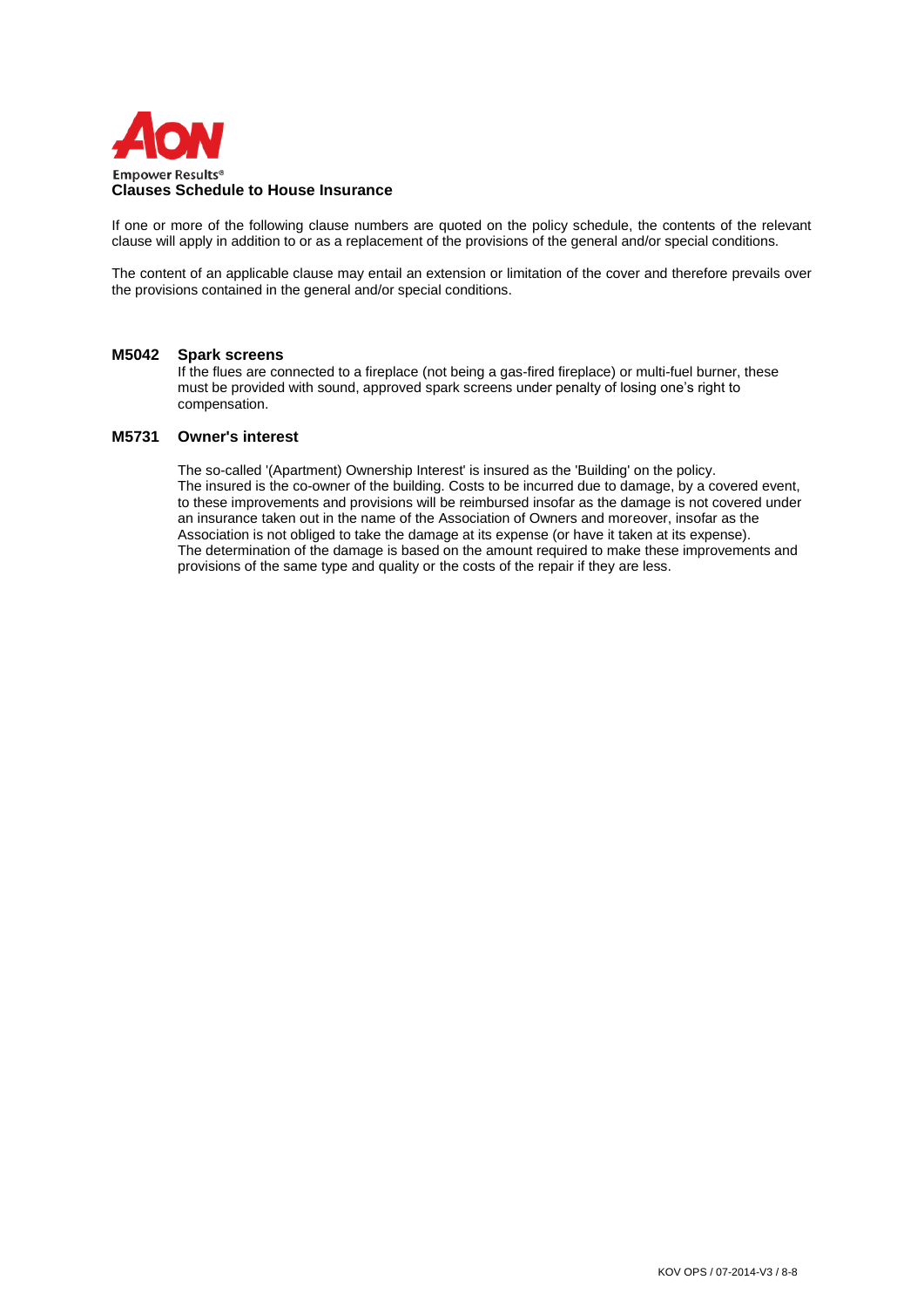AON

Empower Results®

**Clauses Schedule to House Insurance**

If one or more of the following clause numbers are quoted on the policy schedule, the contents of the relevant clause will apply in addition to or as a replacement of the provisions of the general and/or special conditions.

The content of an applicable clause may entail an extension or limitation of the cover and therefore prevails over the provisions contained in the general and/or special conditions.

**M5042 Spark screens**

If the flues are connected to a fireplace (not being a gas-fired fireplace) or multi-fuel burner, these must be provided with sound, approved spark screens under penalty of losing one's right to compensation.

**M5731 Owner's interest**

The so-called '(Apartment) Ownership Interest' is insured as the 'Building' on the policy.
The insured is the co-owner of the building. Costs to be incurred due to damage, by a covered event, to these improvements and provisions will be reimbursed insofar as the damage is not covered under an insurance taken out in the name of the Association of Owners and moreover, insofar as the Association is not obliged to take the damage at its expense (or have it taken at its expense).
The determination of the damage is based on the amount required to make these improvements and provisions of the same type and quality or the costs of the repair if they are less.